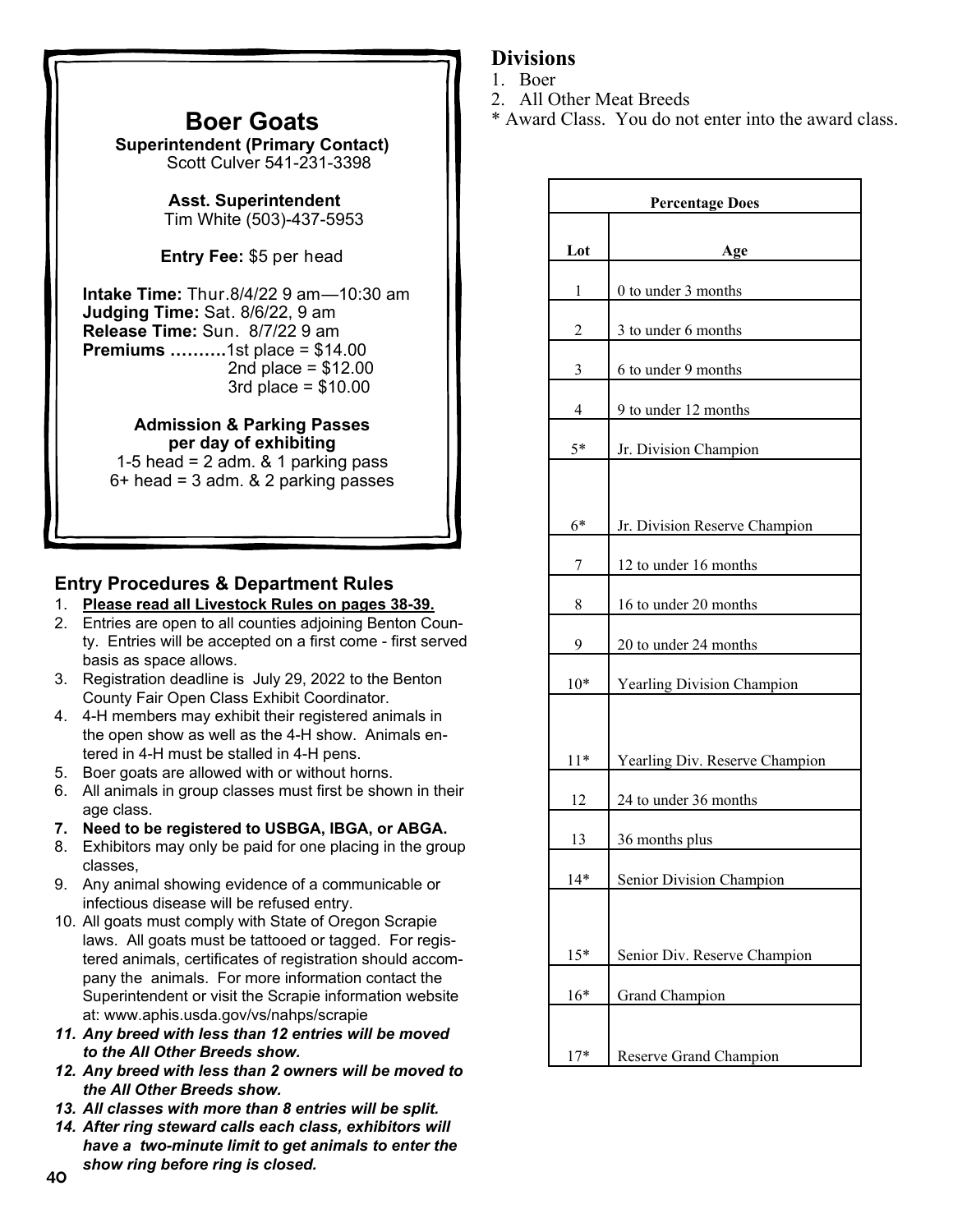# Boer Goats

**Superintendent (Primary Contact)**
Scott Culver 541-231-3398

**Asst. Superintendent**
Tim White (503)-437-5953

**Entry Fee:** $5 per head

**Intake Time:** Thur.8/4/22 9 am—10:30 am
**Judging Time:** Sat. 8/6/22, 9 am
**Release Time:** Sun. 8/7/22 9 am
**Premiums ……….**1st place = $14.00
2nd place = $12.00
3rd place = $10.00

**Admission & Parking Passes per day of exhibiting**
1-5 head = 2 adm. & 1 parking pass
6+ head = 3 adm. & 2 parking passes

## Entry Procedures & Department Rules

1. **Please read all Livestock Rules on pages 38-39.**
2. Entries are open to all counties adjoining Benton County. Entries will be accepted on a first come - first served basis as space allows.
3. Registration deadline is July 29, 2022 to the Benton County Fair Open Class Exhibit Coordinator.
4. 4-H members may exhibit their registered animals in the open show as well as the 4-H show. Animals entered in 4-H must be stalled in 4-H pens.
5. Boer goats are allowed with or without horns.
6. All animals in group classes must first be shown in their age class.
7. **Need to be registered to USBGA, IBGA, or ABGA.**
8. Exhibitors may only be paid for one placing in the group classes,
9. Any animal showing evidence of a communicable or infectious disease will be refused entry.
10. All goats must comply with State of Oregon Scrapie laws. All goats must be tattooed or tagged. For registered animals, certificates of registration should accompany the animals. For more information contact the Superintendent or visit the Scrapie information website at: www.aphis.usda.gov/vs/nahps/scrapie
11. ***Any breed with less than 12 entries will be moved to the All Other Breeds show.***
12. ***Any breed with less than 2 owners will be moved to the All Other Breeds show.***
13. ***All classes with more than 8 entries will be split.***
14. ***After ring steward calls each class, exhibitors will have a two-minute limit to get animals to enter the show ring before ring is closed.***

## Divisions

1. Boer
2. All Other Meat Breeds

* Award Class. You do not enter into the award class.

| Percentage Does | |
|---|---|
| **Lot** | **Age** |
| 1 | 0 to under 3 months |
| 2 | 3 to under 6 months |
| 3 | 6 to under 9 months |
| 4 | 9 to under 12 months |
| 5* | Jr. Division Champion |
| 6* | Jr. Division Reserve Champion |
| 7 | 12 to under 16 months |
| 8 | 16 to under 20 months |
| 9 | 20 to under 24 months |
| 10* | Yearling Division Champion |
| 11* | Yearling Div. Reserve Champion |
| 12 | 24 to under 36 months |
| 13 | 36 months plus |
| 14* | Senior Division Champion |
| 15* | Senior Div. Reserve Champion |
| 16* | Grand Champion |
| 17* | Reserve Grand Champion |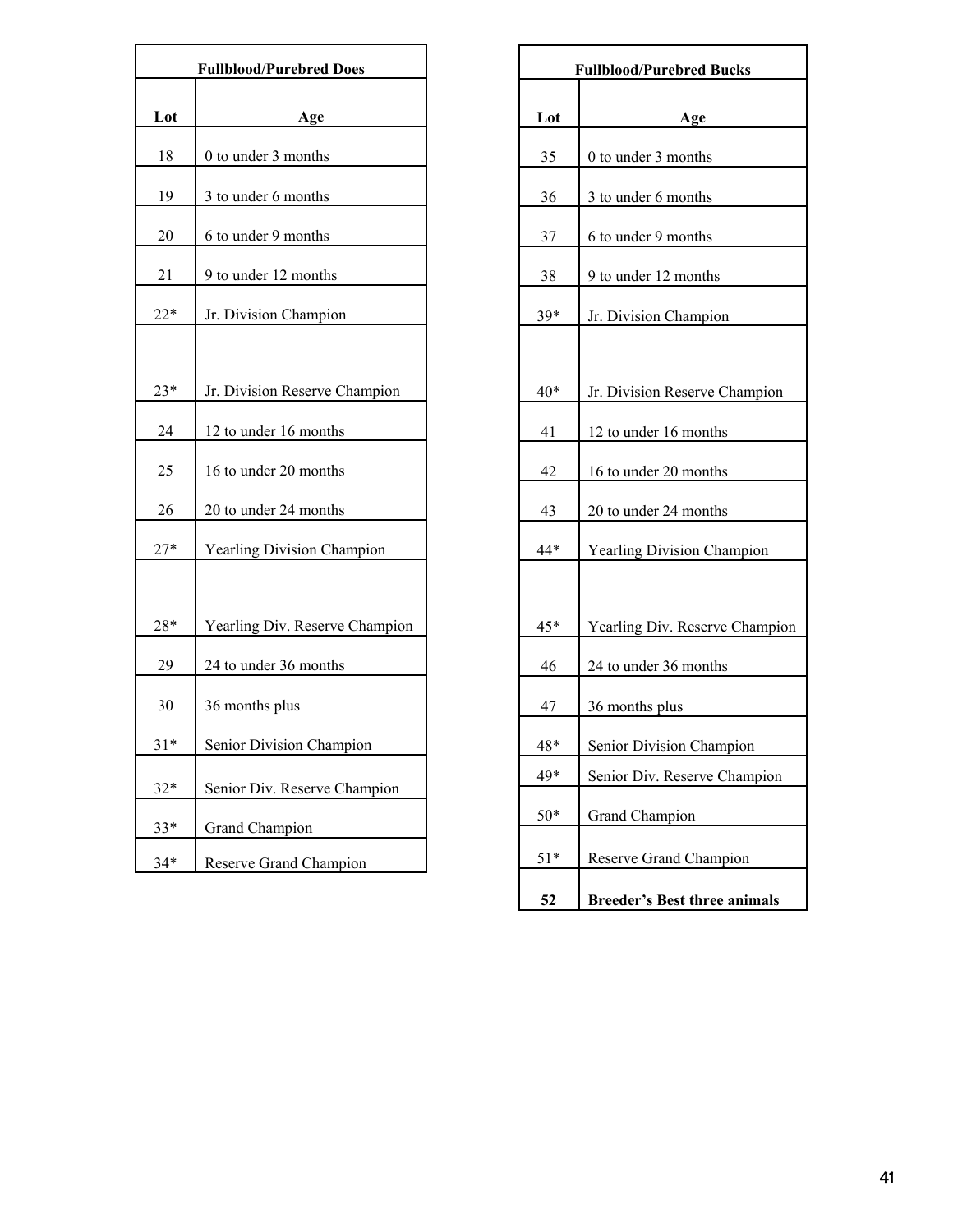| Fullblood/Purebred Does | |
|---|---|
| **Lot** | **Age** |
| 18 | 0 to under 3 months |
| 19 | 3 to under 6 months |
| 20 | 6 to under 9 months |
| 21 | 9 to under 12 months |
| 22* | Jr. Division Champion |
| 23* | Jr. Division Reserve Champion |
| 24 | 12 to under 16 months |
| 25 | 16 to under 20 months |
| 26 | 20 to under 24 months |
| 27* | Yearling Division Champion |
| 28* | Yearling Div. Reserve Champion |
| 29 | 24 to under 36 months |
| 30 | 36 months plus |
| 31* | Senior Division Champion |
| 32* | Senior Div. Reserve Champion |
| 33* | Grand Champion |
| 34* | Reserve Grand Champion |

| Fullblood/Purebred Bucks | |
|---|---|
| **Lot** | **Age** |
| 35 | 0 to under 3 months |
| 36 | 3 to under 6 months |
| 37 | 6 to under 9 months |
| 38 | 9 to under 12 months |
| 39* | Jr. Division Champion |
| 40* | Jr. Division Reserve Champion |
| 41 | 12 to under 16 months |
| 42 | 16 to under 20 months |
| 43 | 20 to under 24 months |
| 44* | Yearling Division Champion |
| 45* | Yearling Div. Reserve Champion |
| 46 | 24 to under 36 months |
| 47 | 36 months plus |
| 48* | Senior Division Champion |
| 49* | Senior Div. Reserve Champion |
| 50* | Grand Champion |
| 51* | Reserve Grand Champion |
| **52** | **Breeder's Best three animals** |